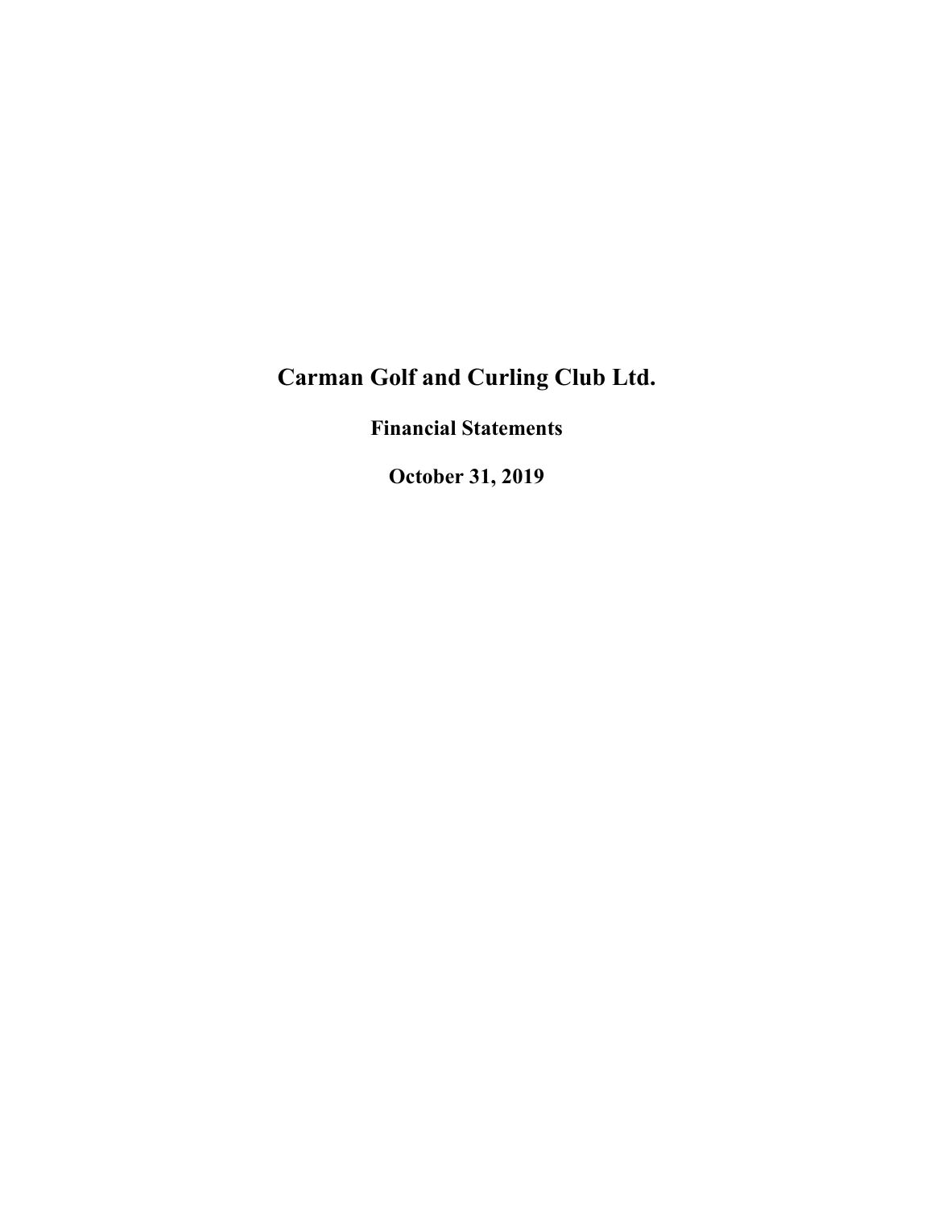# Carman Golf and Curling Club Ltd.

## Financial Statements

## October 31, 2019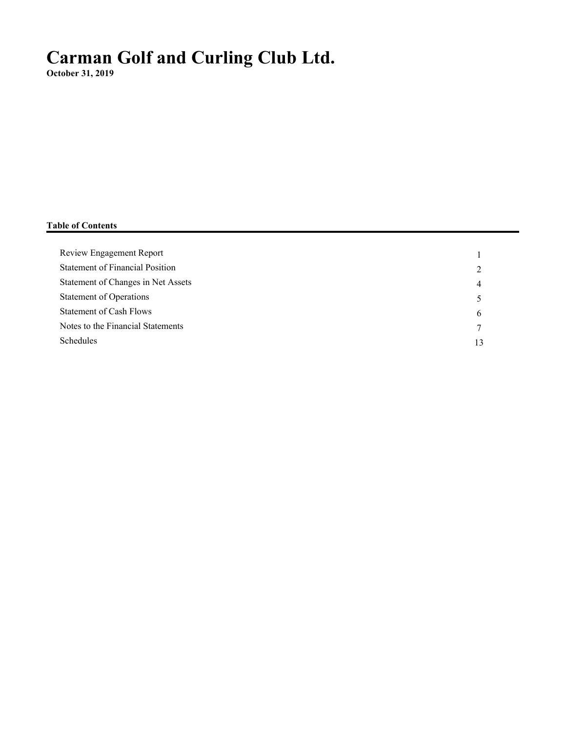# Carman Golf and Curling Club Ltd.

**October 31, 2019**

**Table of Contents**

| | |
|---|---|
| Review Engagement Report | 1 |
| Statement of Financial Position | 2 |
| Statement of Changes in Net Assets | 4 |
| Statement of Operations | 5 |
| Statement of Cash Flows | 6 |
| Notes to the Financial Statements | 7 |
| Schedules | 13 |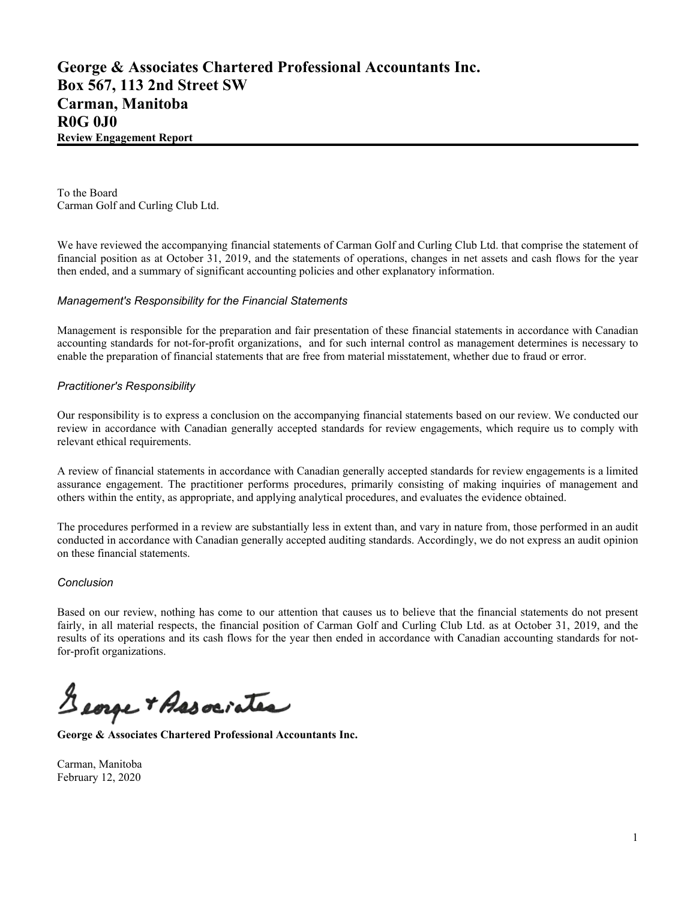**George & Associates Chartered Professional Accountants Inc.**
**Box 567, 113 2nd Street SW**
**Carman, Manitoba**
**R0G 0J0**

**Review Engagement Report**

To the Board
Carman Golf and Curling Club Ltd.

We have reviewed the accompanying financial statements of Carman Golf and Curling Club Ltd. that comprise the statement of financial position as at October 31, 2019, and the statements of operations, changes in net assets and cash flows for the year then ended, and a summary of significant accounting policies and other explanatory information.

*Management's Responsibility for the Financial Statements*

Management is responsible for the preparation and fair presentation of these financial statements in accordance with Canadian accounting standards for not-for-profit organizations, and for such internal control as management determines is necessary to enable the preparation of financial statements that are free from material misstatement, whether due to fraud or error.

*Practitioner's Responsibility*

Our responsibility is to express a conclusion on the accompanying financial statements based on our review. We conducted our review in accordance with Canadian generally accepted standards for review engagements, which require us to comply with relevant ethical requirements.

A review of financial statements in accordance with Canadian generally accepted standards for review engagements is a limited assurance engagement. The practitioner performs procedures, primarily consisting of making inquiries of management and others within the entity, as appropriate, and applying analytical procedures, and evaluates the evidence obtained.

The procedures performed in a review are substantially less in extent than, and vary in nature from, those performed in an audit conducted in accordance with Canadian generally accepted auditing standards. Accordingly, we do not express an audit opinion on these financial statements.

*Conclusion*

Based on our review, nothing has come to our attention that causes us to believe that the financial statements do not present fairly, in all material respects, the financial position of Carman Golf and Curling Club Ltd. as at October 31, 2019, and the results of its operations and its cash flows for the year then ended in accordance with Canadian accounting standards for not-for-profit organizations.

George & Associates

**George & Associates Chartered Professional Accountants Inc.**

Carman, Manitoba
February 12, 2020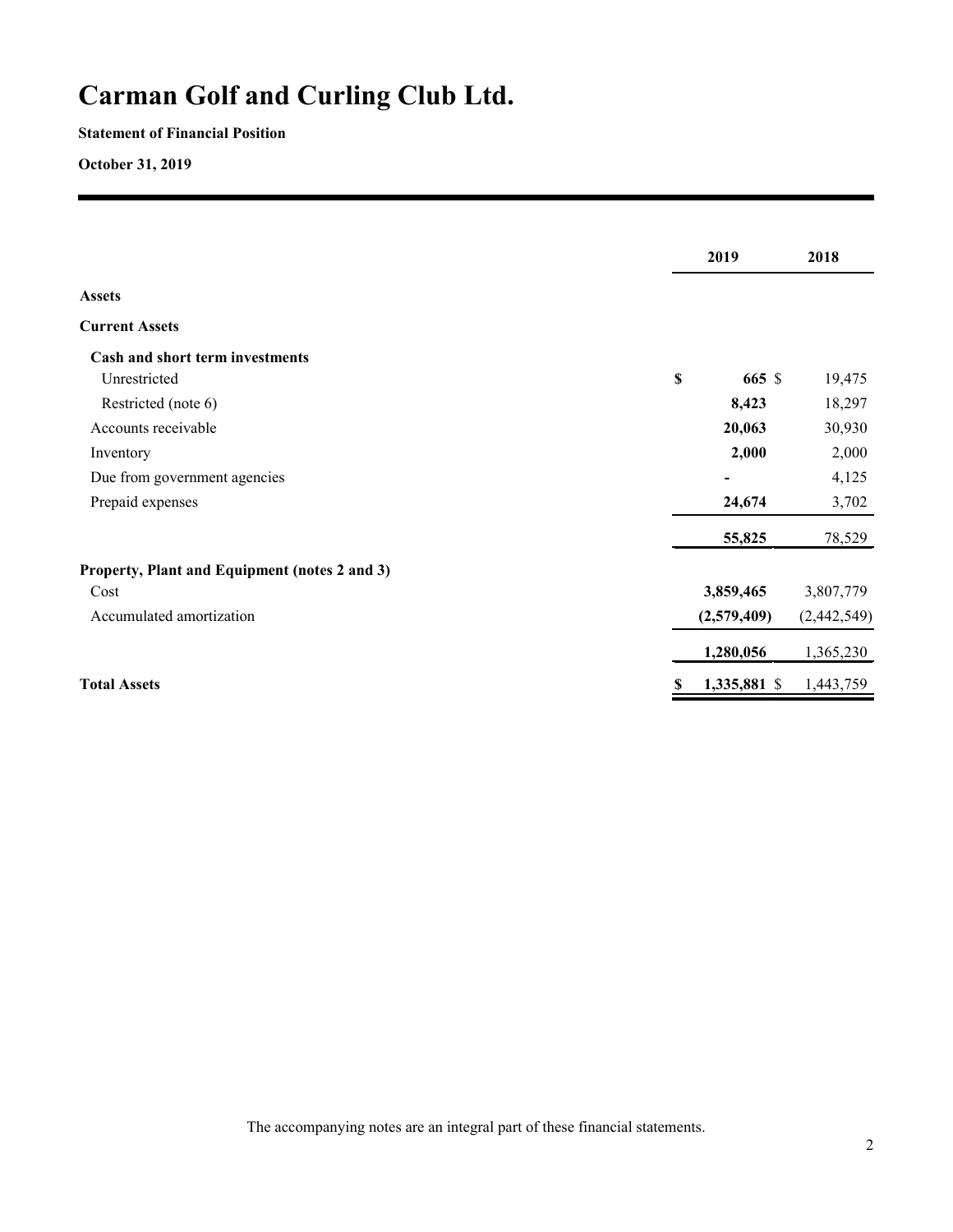# Carman Golf and Curling Club Ltd.

**Statement of Financial Position**

**October 31, 2019**

| | 2019 | 2018 |
|---|---|---|
| **Assets** | | |
| **Current Assets** | | |
| **Cash and short term investments** | | |
| Unrestricted | **$ 665** | $ 19,475 |
| Restricted (note 6) | **8,423** | 18,297 |
| Accounts receivable | **20,063** | 30,930 |
| Inventory | **2,000** | 2,000 |
| Due from government agencies | **-** | 4,125 |
| Prepaid expenses | **24,674** | 3,702 |
| | **55,825** | 78,529 |
| **Property, Plant and Equipment (notes 2 and 3)** | | |
| Cost | **3,859,465** | 3,807,779 |
| Accumulated amortization | **(2,579,409)** | (2,442,549) |
| | **1,280,056** | 1,365,230 |
| **Total Assets** | **$ 1,335,881** | $ 1,443,759 |

The accompanying notes are an integral part of these financial statements.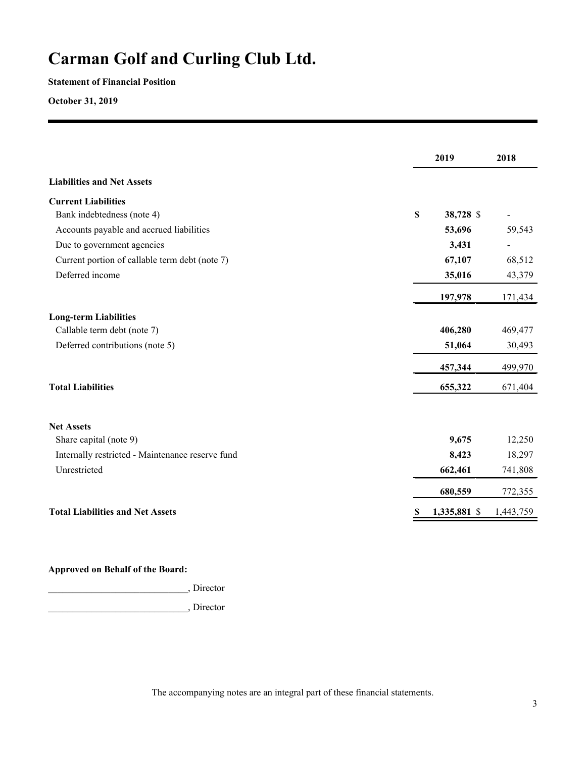# Carman Golf and Curling Club Ltd.

**Statement of Financial Position**

**October 31, 2019**

| | 2019 | 2018 |
|---|---|---|
| **Liabilities and Net Assets** | | |
| **Current Liabilities** | | |
| Bank indebtedness (note 4) | **$ 38,728** | $ - |
| Accounts payable and accrued liabilities | **53,696** | 59,543 |
| Due to government agencies | **3,431** | - |
| Current portion of callable term debt (note 7) | **67,107** | 68,512 |
| Deferred income | **35,016** | 43,379 |
| | **197,978** | 171,434 |
| **Long-term Liabilities** | | |
| Callable term debt (note 7) | **406,280** | 469,477 |
| Deferred contributions (note 5) | **51,064** | 30,493 |
| | **457,344** | 499,970 |
| **Total Liabilities** | **655,322** | 671,404 |
| **Net Assets** | | |
| Share capital (note 9) | **9,675** | 12,250 |
| Internally restricted - Maintenance reserve fund | **8,423** | 18,297 |
| Unrestricted | **662,461** | 741,808 |
| | **680,559** | 772,355 |
| **Total Liabilities and Net Assets** | **$ 1,335,881** | $ 1,443,759 |

**Approved on Behalf of the Board:**

_____________________________, Director

_____________________________, Director

The accompanying notes are an integral part of these financial statements.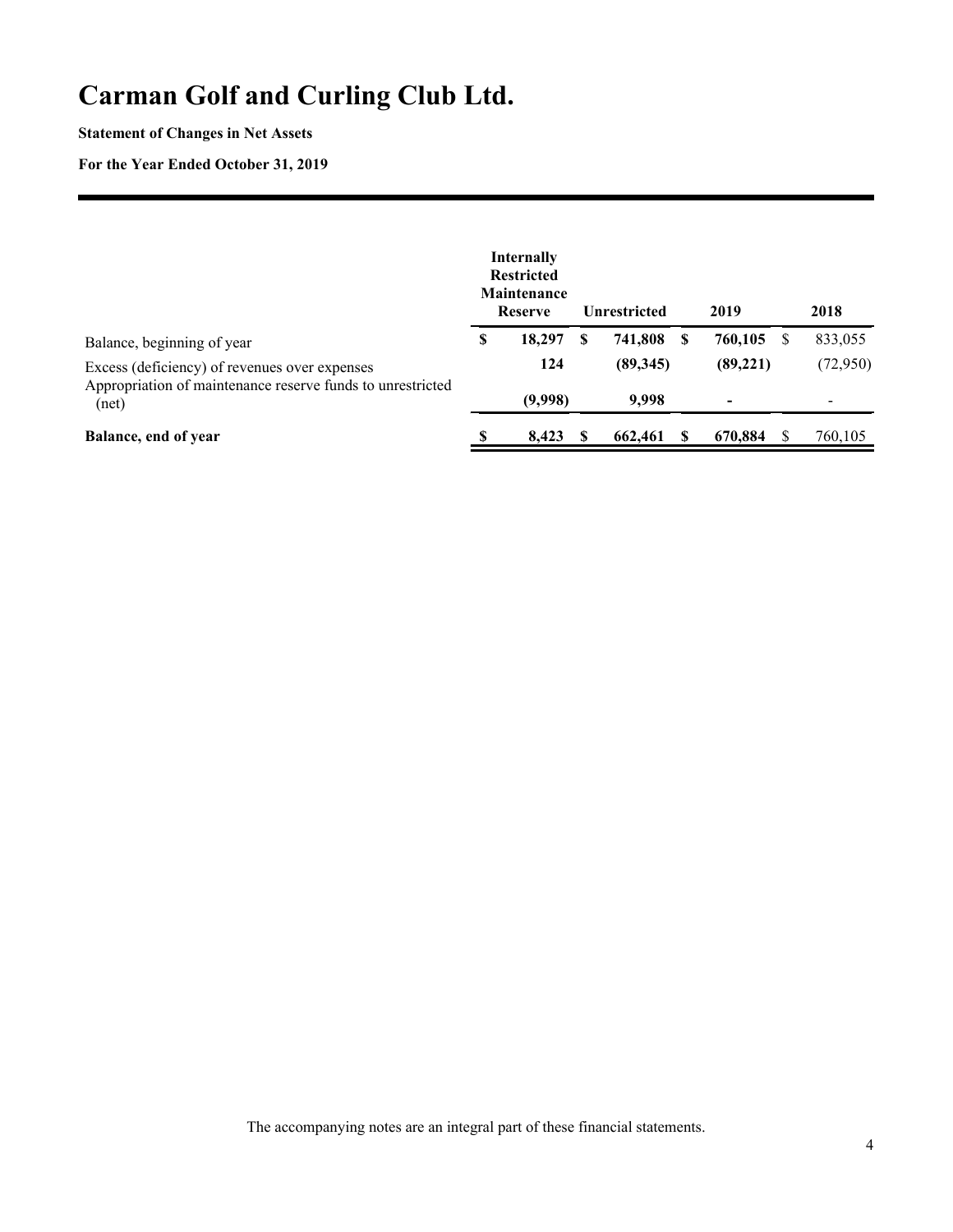# Carman Golf and Curling Club Ltd.

**Statement of Changes in Net Assets**

**For the Year Ended October 31, 2019**

| | Internally Restricted Maintenance Reserve | Unrestricted | 2019 | 2018 |
|---|---|---|---|---|
| Balance, beginning of year | **$ 18,297** | **$ 741,808** | **$ 760,105** | $ 833,055 |
| Excess (deficiency) of revenues over expenses | **124** | **(89,345)** | **(89,221)** | (72,950) |
| Appropriation of maintenance reserve funds to unrestricted (net) | **(9,998)** | **9,998** | **-** | - |
| **Balance, end of year** | **$ 8,423** | **$ 662,461** | **$ 670,884** | $ 760,105 |

The accompanying notes are an integral part of these financial statements.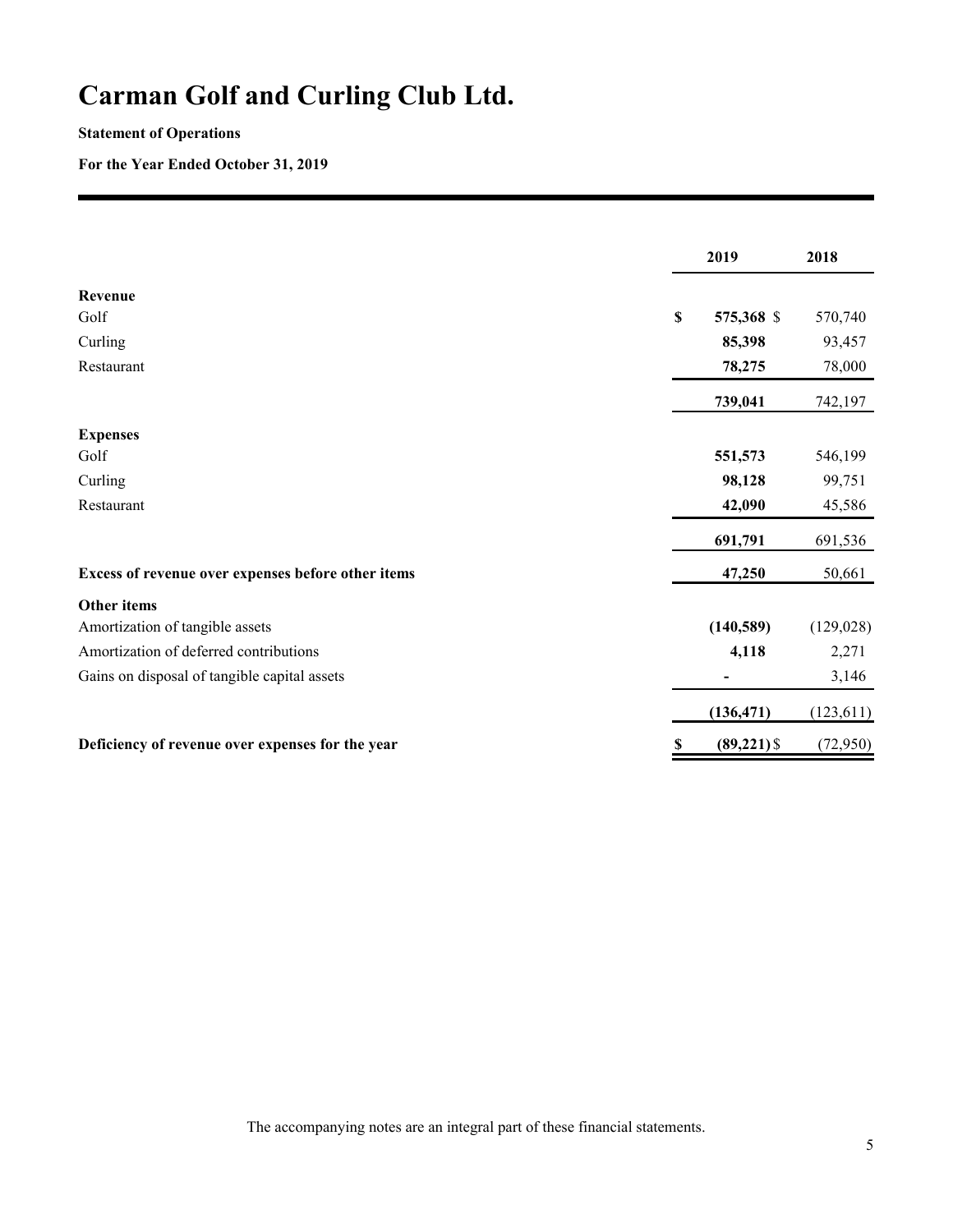# Carman Golf and Curling Club Ltd.

**Statement of Operations**

**For the Year Ended October 31, 2019**

| | 2019 | 2018 |
|---|---|---|
| **Revenue** | | |
| Golf | **$ 575,368** | $ 570,740 |
| Curling | **85,398** | 93,457 |
| Restaurant | **78,275** | 78,000 |
| | **739,041** | 742,197 |
| **Expenses** | | |
| Golf | **551,573** | 546,199 |
| Curling | **98,128** | 99,751 |
| Restaurant | **42,090** | 45,586 |
| | **691,791** | 691,536 |
| **Excess of revenue over expenses before other items** | **47,250** | 50,661 |
| **Other items** | | |
| Amortization of tangible assets | **(140,589)** | (129,028) |
| Amortization of deferred contributions | **4,118** | 2,271 |
| Gains on disposal of tangible capital assets | **-** | 3,146 |
| | **(136,471)** | (123,611) |
| **Deficiency of revenue over expenses for the year** | **$ (89,221)** | $ (72,950) |

The accompanying notes are an integral part of these financial statements.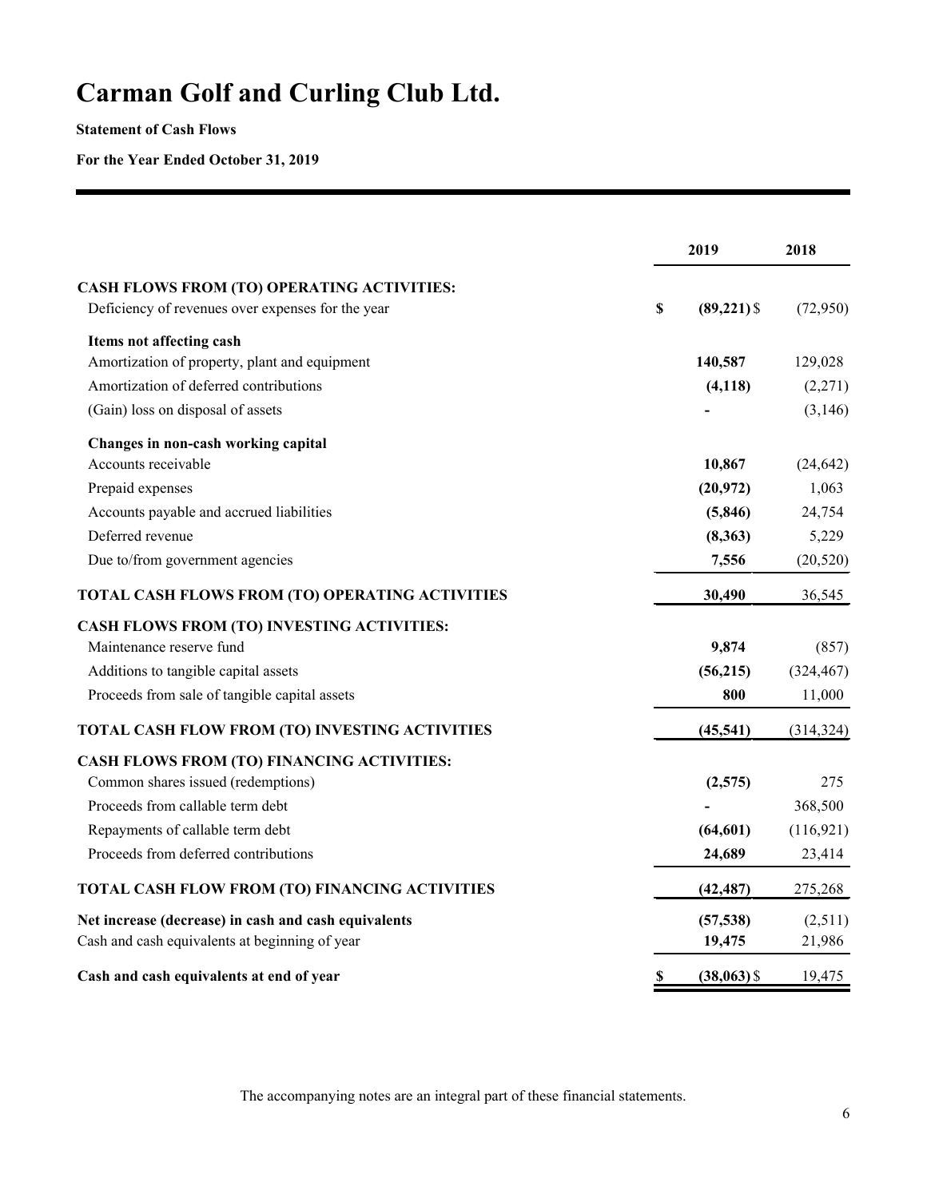# Carman Golf and Curling Club Ltd.

**Statement of Cash Flows**

**For the Year Ended October 31, 2019**

| | 2019 | 2018 |
|---|---|---|
| **CASH FLOWS FROM (TO) OPERATING ACTIVITIES:** | | |
| Deficiency of revenues over expenses for the year | **$ (89,221)** | $ (72,950) |
| **Items not affecting cash** | | |
| Amortization of property, plant and equipment | **140,587** | 129,028 |
| Amortization of deferred contributions | **(4,118)** | (2,271) |
| (Gain) loss on disposal of assets | **-** | (3,146) |
| **Changes in non-cash working capital** | | |
| Accounts receivable | **10,867** | (24,642) |
| Prepaid expenses | **(20,972)** | 1,063 |
| Accounts payable and accrued liabilities | **(5,846)** | 24,754 |
| Deferred revenue | **(8,363)** | 5,229 |
| Due to/from government agencies | **7,556** | (20,520) |
| **TOTAL CASH FLOWS FROM (TO) OPERATING ACTIVITIES** | **30,490** | 36,545 |
| **CASH FLOWS FROM (TO) INVESTING ACTIVITIES:** | | |
| Maintenance reserve fund | **9,874** | (857) |
| Additions to tangible capital assets | **(56,215)** | (324,467) |
| Proceeds from sale of tangible capital assets | **800** | 11,000 |
| **TOTAL CASH FLOW FROM (TO) INVESTING ACTIVITIES** | **(45,541)** | (314,324) |
| **CASH FLOWS FROM (TO) FINANCING ACTIVITIES:** | | |
| Common shares issued (redemptions) | **(2,575)** | 275 |
| Proceeds from callable term debt | **-** | 368,500 |
| Repayments of callable term debt | **(64,601)** | (116,921) |
| Proceeds from deferred contributions | **24,689** | 23,414 |
| **TOTAL CASH FLOW FROM (TO) FINANCING ACTIVITIES** | **(42,487)** | 275,268 |
| **Net increase (decrease) in cash and cash equivalents** | **(57,538)** | (2,511) |
| Cash and cash equivalents at beginning of year | **19,475** | 21,986 |
| **Cash and cash equivalents at end of year** | **$ (38,063)** | $ 19,475 |

The accompanying notes are an integral part of these financial statements.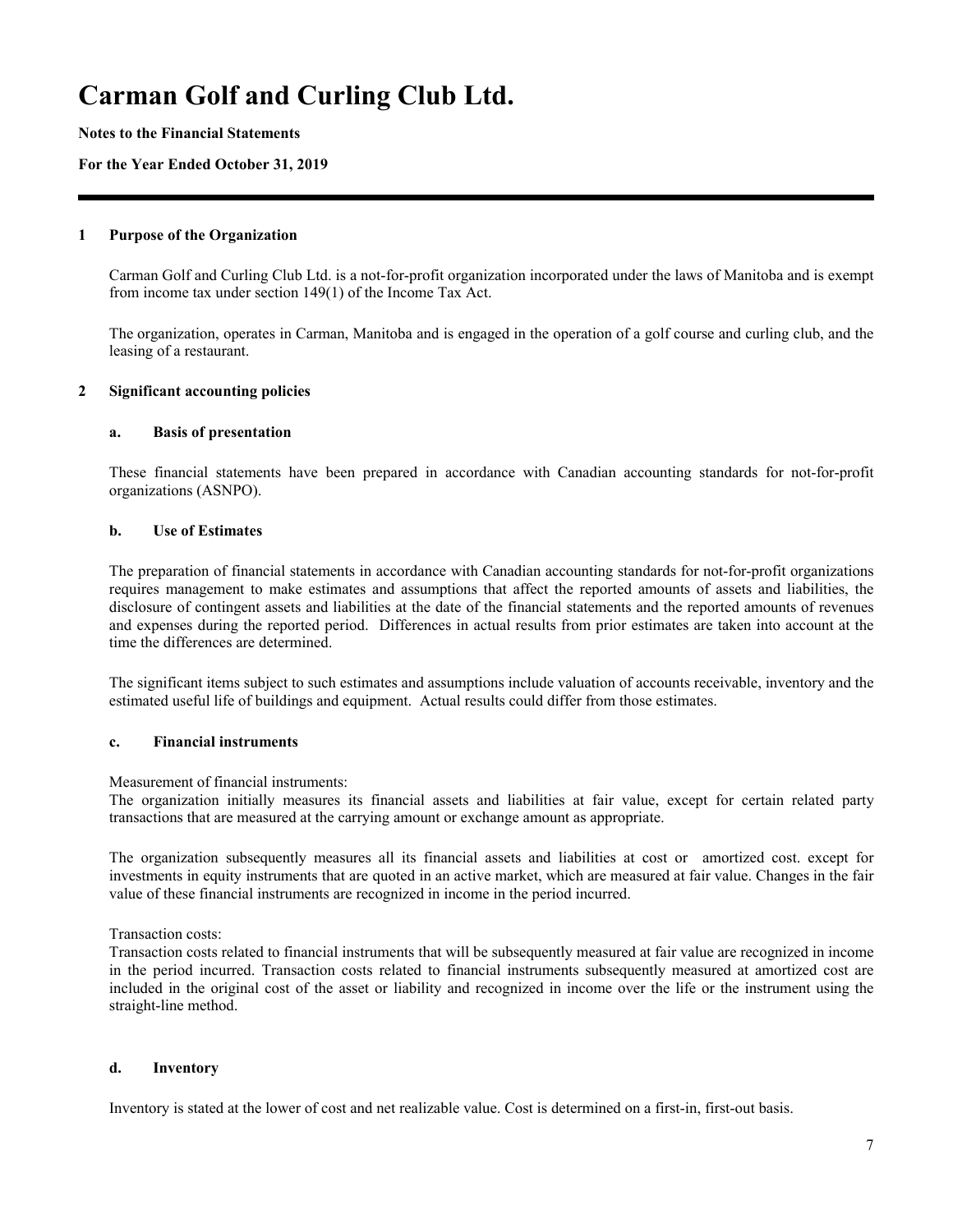# Carman Golf and Curling Club Ltd.

**Notes to the Financial Statements**

**For the Year Ended October 31, 2019**

## 1 Purpose of the Organization

Carman Golf and Curling Club Ltd. is a not-for-profit organization incorporated under the laws of Manitoba and is exempt from income tax under section 149(1) of the Income Tax Act.

The organization, operates in Carman, Manitoba and is engaged in the operation of a golf course and curling club, and the leasing of a restaurant.

## 2 Significant accounting policies

### a. Basis of presentation

These financial statements have been prepared in accordance with Canadian accounting standards for not-for-profit organizations (ASNPO).

### b. Use of Estimates

The preparation of financial statements in accordance with Canadian accounting standards for not-for-profit organizations requires management to make estimates and assumptions that affect the reported amounts of assets and liabilities, the disclosure of contingent assets and liabilities at the date of the financial statements and the reported amounts of revenues and expenses during the reported period. Differences in actual results from prior estimates are taken into account at the time the differences are determined.

The significant items subject to such estimates and assumptions include valuation of accounts receivable, inventory and the estimated useful life of buildings and equipment. Actual results could differ from those estimates.

### c. Financial instruments

Measurement of financial instruments:
The organization initially measures its financial assets and liabilities at fair value, except for certain related party transactions that are measured at the carrying amount or exchange amount as appropriate.

The organization subsequently measures all its financial assets and liabilities at cost or amortized cost. except for investments in equity instruments that are quoted in an active market, which are measured at fair value. Changes in the fair value of these financial instruments are recognized in income in the period incurred.

Transaction costs:
Transaction costs related to financial instruments that will be subsequently measured at fair value are recognized in income in the period incurred. Transaction costs related to financial instruments subsequently measured at amortized cost are included in the original cost of the asset or liability and recognized in income over the life or the instrument using the straight-line method.

### d. Inventory

Inventory is stated at the lower of cost and net realizable value. Cost is determined on a first-in, first-out basis.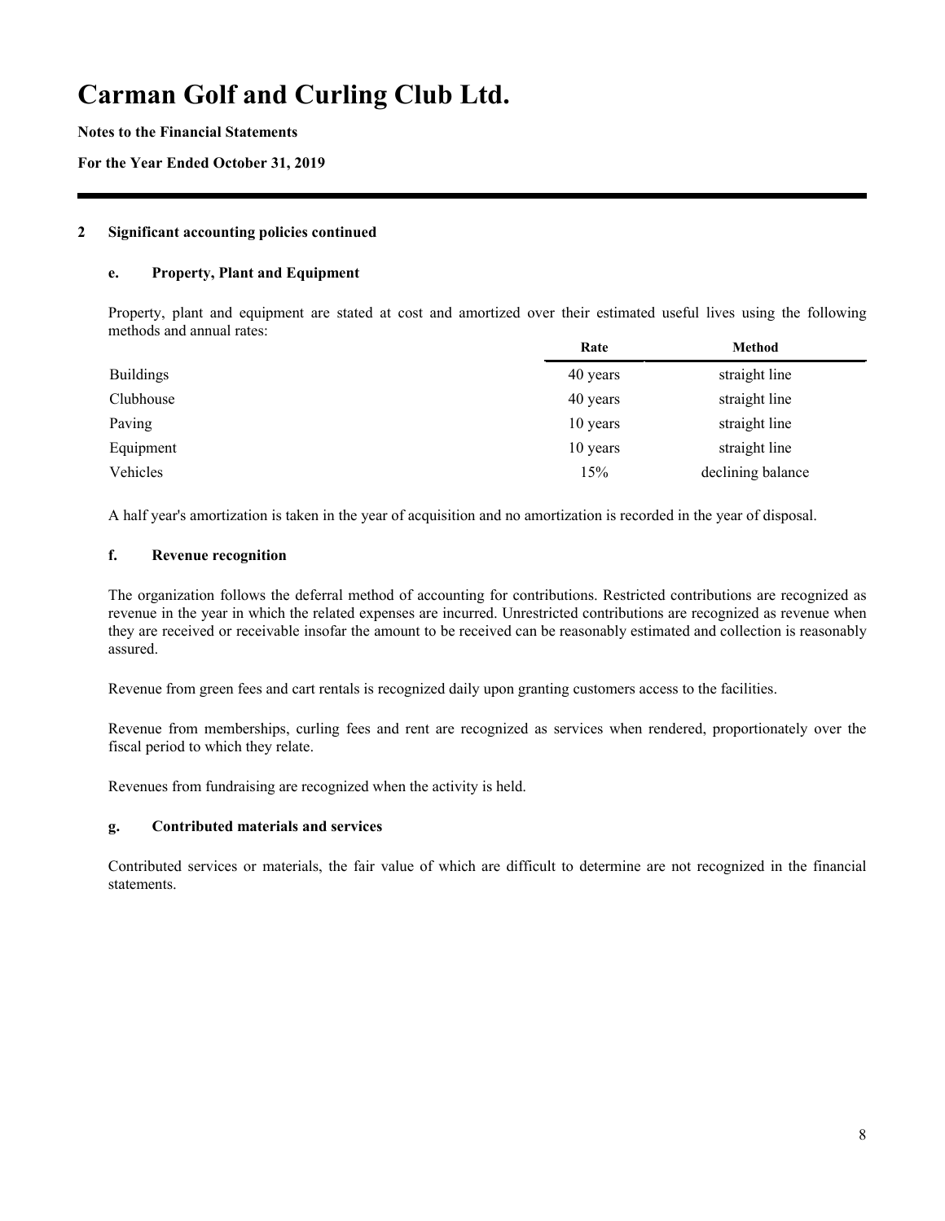# Carman Golf and Curling Club Ltd.

**Notes to the Financial Statements**

**For the Year Ended October 31, 2019**

## 2 Significant accounting policies continued

### e. Property, Plant and Equipment

Property, plant and equipment are stated at cost and amortized over their estimated useful lives using the following methods and annual rates:

| | Rate | Method |
|---|---|---|
| Buildings | 40 years | straight line |
| Clubhouse | 40 years | straight line |
| Paving | 10 years | straight line |
| Equipment | 10 years | straight line |
| Vehicles | 15% | declining balance |

A half year's amortization is taken in the year of acquisition and no amortization is recorded in the year of disposal.

### f. Revenue recognition

The organization follows the deferral method of accounting for contributions. Restricted contributions are recognized as revenue in the year in which the related expenses are incurred. Unrestricted contributions are recognized as revenue when they are received or receivable insofar the amount to be received can be reasonably estimated and collection is reasonably assured.

Revenue from green fees and cart rentals is recognized daily upon granting customers access to the facilities.

Revenue from memberships, curling fees and rent are recognized as services when rendered, proportionately over the fiscal period to which they relate.

Revenues from fundraising are recognized when the activity is held.

### g. Contributed materials and services

Contributed services or materials, the fair value of which are difficult to determine are not recognized in the financial statements.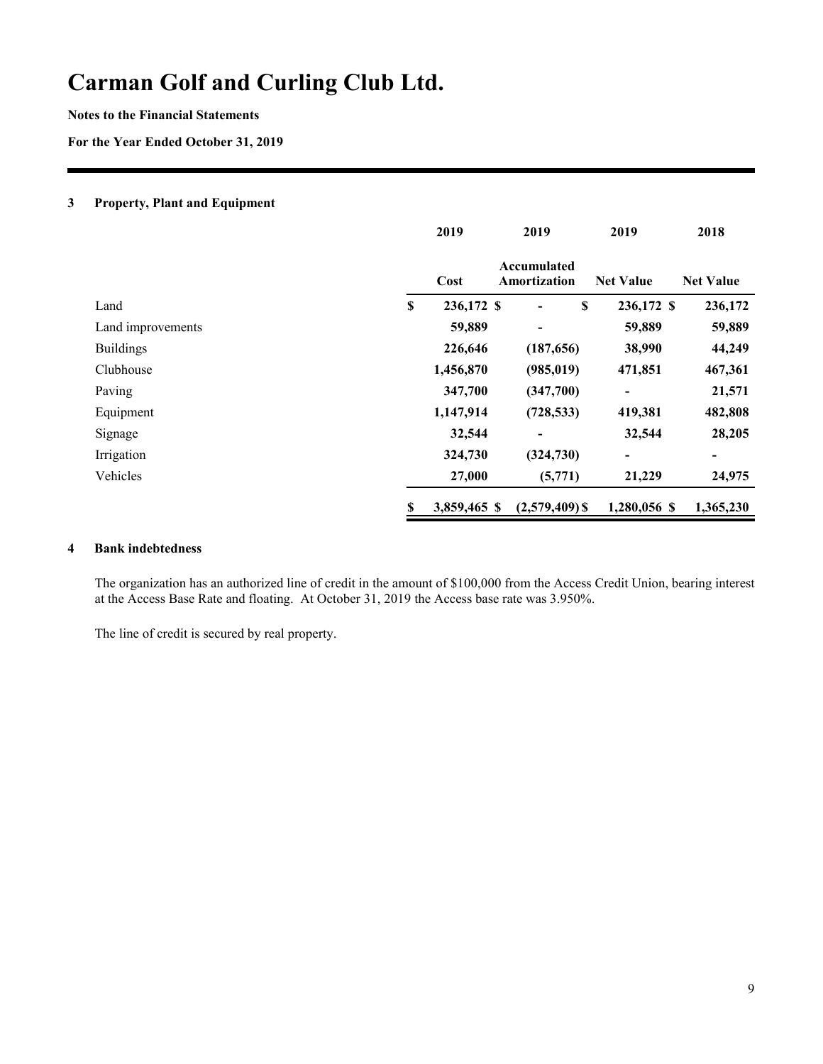# Carman Golf and Curling Club Ltd.

**Notes to the Financial Statements**

**For the Year Ended October 31, 2019**

## 3 Property, Plant and Equipment

| | 2019<br>Cost | 2019<br>Accumulated Amortization | 2019<br>Net Value | 2018<br>Net Value |
|---|---|---|---|---|
| Land | $ 236,172 | $ - | $ 236,172 | $ 236,172 |
| Land improvements | 59,889 | - | 59,889 | 59,889 |
| Buildings | 226,646 | (187,656) | 38,990 | 44,249 |
| Clubhouse | 1,456,870 | (985,019) | 471,851 | 467,361 |
| Paving | 347,700 | (347,700) | - | 21,571 |
| Equipment | 1,147,914 | (728,533) | 419,381 | 482,808 |
| Signage | 32,544 | - | 32,544 | 28,205 |
| Irrigation | 324,730 | (324,730) | - | - |
| Vehicles | 27,000 | (5,771) | 21,229 | 24,975 |
| | $ 3,859,465 | $ (2,579,409) | $ 1,280,056 | $ 1,365,230 |

## 4 Bank indebtedness

The organization has an authorized line of credit in the amount of $100,000 from the Access Credit Union, bearing interest at the Access Base Rate and floating. At October 31, 2019 the Access base rate was 3.950%.

The line of credit is secured by real property.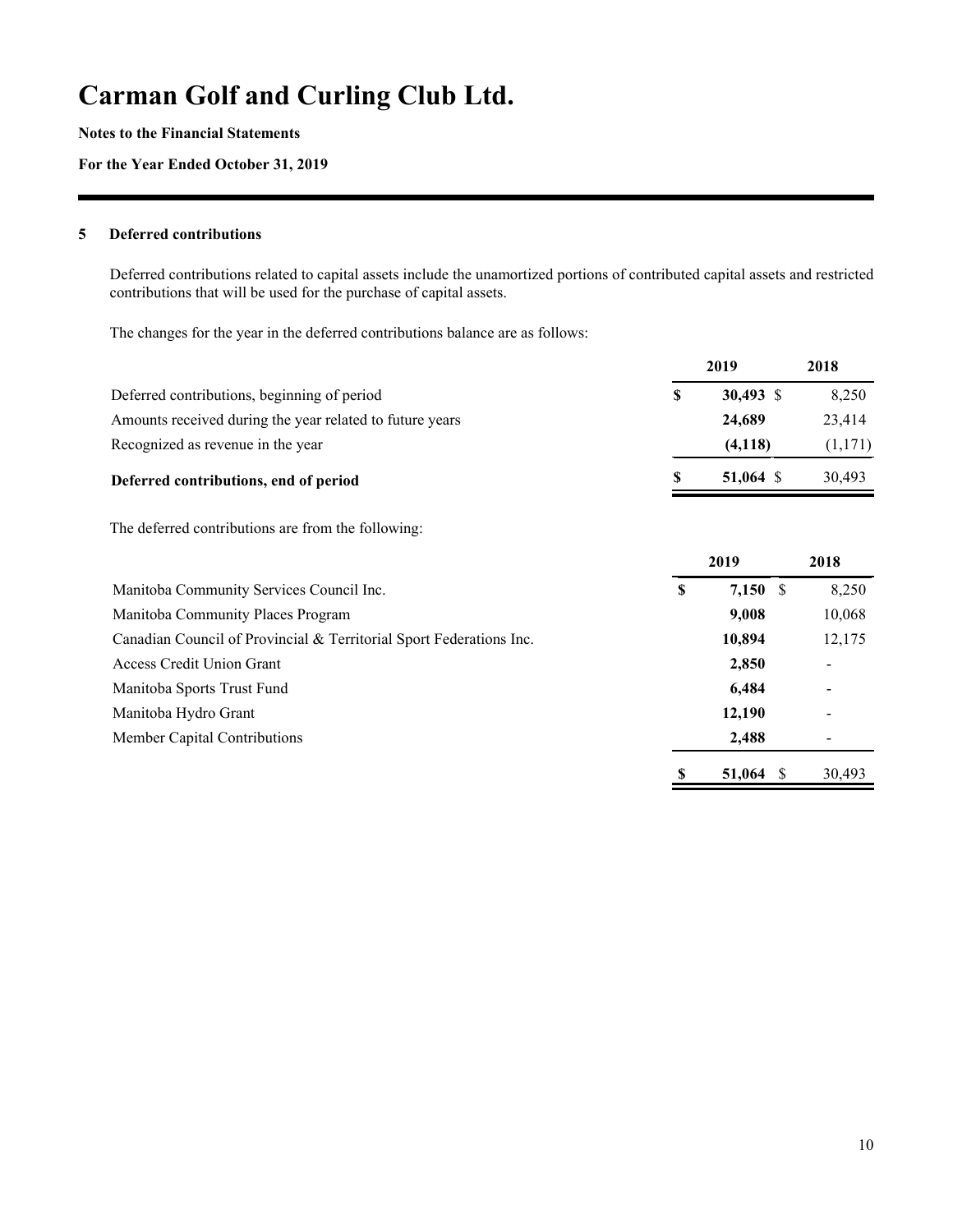# Carman Golf and Curling Club Ltd.

**Notes to the Financial Statements**

**For the Year Ended October 31, 2019**

## 5 Deferred contributions

Deferred contributions related to capital assets include the unamortized portions of contributed capital assets and restricted contributions that will be used for the purchase of capital assets.

The changes for the year in the deferred contributions balance are as follows:

| | 2019 | 2018 |
|---|---|---|
| Deferred contributions, beginning of period | **$ 30,493** | $ 8,250 |
| Amounts received during the year related to future years | **24,689** | 23,414 |
| Recognized as revenue in the year | **(4,118)** | (1,171) |
| **Deferred contributions, end of period** | **$ 51,064** | $ 30,493 |

The deferred contributions are from the following:

| | 2019 | 2018 |
|---|---|---|
| Manitoba Community Services Council Inc. | **$ 7,150** | $ 8,250 |
| Manitoba Community Places Program | **9,008** | 10,068 |
| Canadian Council of Provincial & Territorial Sport Federations Inc. | **10,894** | 12,175 |
| Access Credit Union Grant | **2,850** | - |
| Manitoba Sports Trust Fund | **6,484** | - |
| Manitoba Hydro Grant | **12,190** | - |
| Member Capital Contributions | **2,488** | - |
| | **$ 51,064** | $ 30,493 |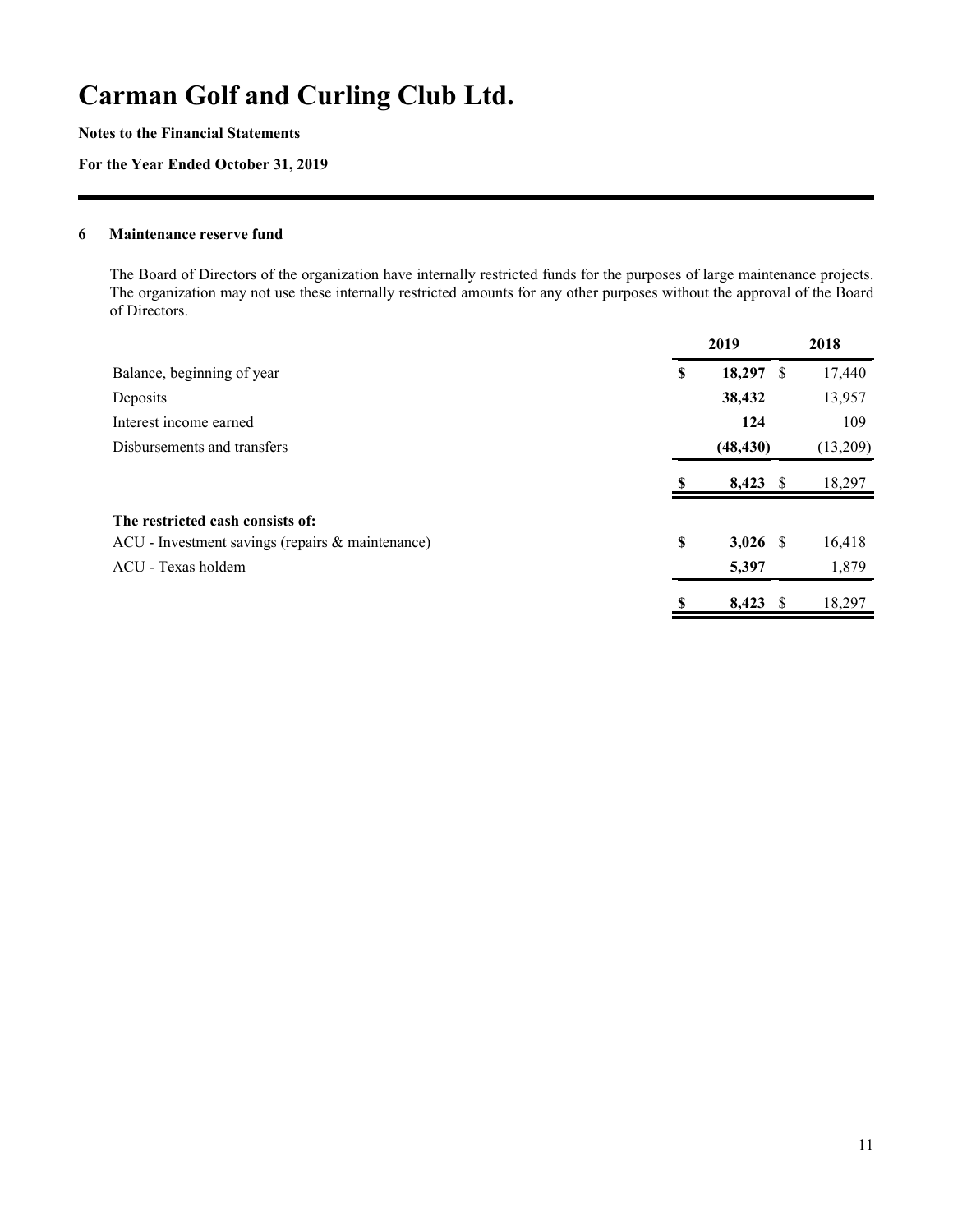# Carman Golf and Curling Club Ltd.

**Notes to the Financial Statements**

**For the Year Ended October 31, 2019**

## 6 Maintenance reserve fund

The Board of Directors of the organization have internally restricted funds for the purposes of large maintenance projects. The organization may not use these internally restricted amounts for any other purposes without the approval of the Board of Directors.

| | 2019 | 2018 |
|---|---|---|
| Balance, beginning of year | **$ 18,297** | $ 17,440 |
| Deposits | **38,432** | 13,957 |
| Interest income earned | **124** | 109 |
| Disbursements and transfers | **(48,430)** | (13,209) |
| | **$ 8,423** | $ 18,297 |
| **The restricted cash consists of:** | | |
| ACU - Investment savings (repairs & maintenance) | **$ 3,026** | $ 16,418 |
| ACU - Texas holdem | **5,397** | 1,879 |
| | **$ 8,423** | $ 18,297 |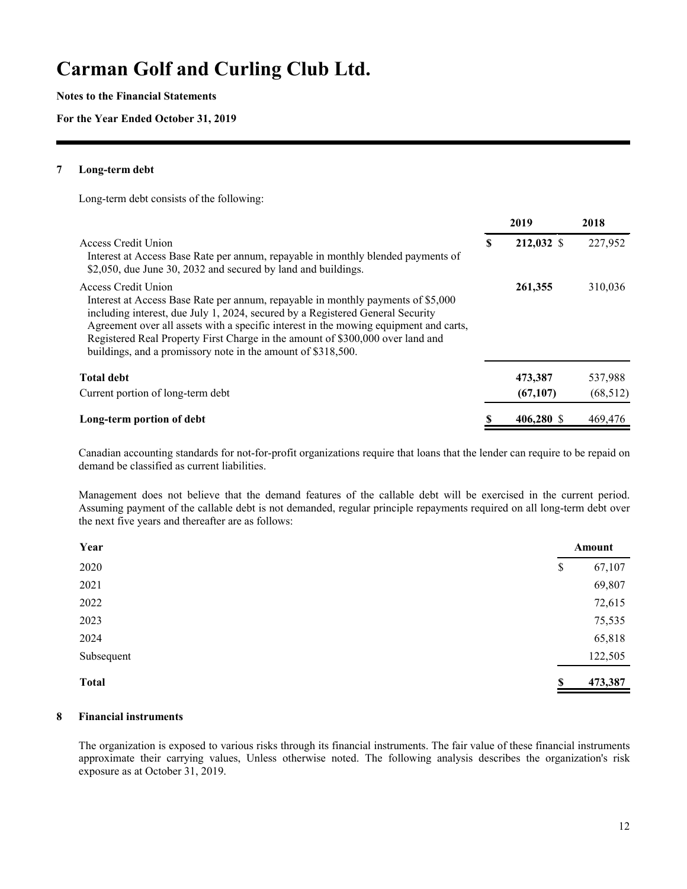# Carman Golf and Curling Club Ltd.

**Notes to the Financial Statements**

**For the Year Ended October 31, 2019**

## 7 Long-term debt

Long-term debt consists of the following:

| | 2019 | 2018 |
|---|---|---|
| Access Credit Union<br>Interest at Access Base Rate per annum, repayable in monthly blended payments of $2,050, due June 30, 2032 and secured by land and buildings. | **$ 212,032** | $ 227,952 |
| Access Credit Union<br>Interest at Access Base Rate per annum, repayable in monthly payments of $5,000 including interest, due July 1, 2024, secured by a Registered General Security Agreement over all assets with a specific interest in the mowing equipment and carts, Registered Real Property First Charge in the amount of $300,000 over land and buildings, and a promissory note in the amount of $318,500. | **261,355** | 310,036 |
| **Total debt** | **473,387** | 537,988 |
| Current portion of long-term debt | **(67,107)** | (68,512) |
| **Long-term portion of debt** | **$ 406,280** | $ 469,476 |

Canadian accounting standards for not-for-profit organizations require that loans that the lender can require to be repaid on demand be classified as current liabilities.

Management does not believe that the demand features of the callable debt will be exercised in the current period. Assuming payment of the callable debt is not demanded, regular principle repayments required on all long-term debt over the next five years and thereafter are as follows:

| Year | Amount |
|---|---|
| 2020 | $ 67,107 |
| 2021 | 69,807 |
| 2022 | 72,615 |
| 2023 | 75,535 |
| 2024 | 65,818 |
| Subsequent | 122,505 |
| **Total** | **$ 473,387** |

## 8 Financial instruments

The organization is exposed to various risks through its financial instruments. The fair value of these financial instruments approximate their carrying values, Unless otherwise noted. The following analysis describes the organization's risk exposure as at October 31, 2019.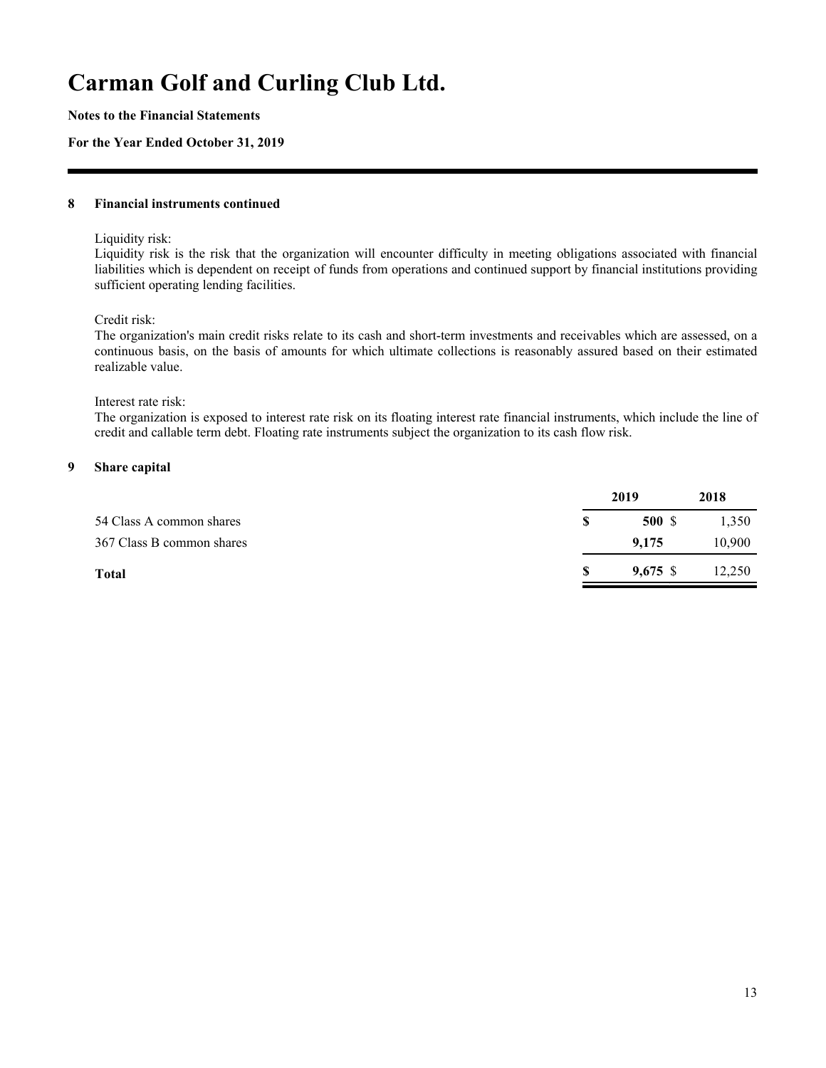# Carman Golf and Curling Club Ltd.

**Notes to the Financial Statements**

**For the Year Ended October 31, 2019**

## 8 Financial instruments continued

Liquidity risk:
Liquidity risk is the risk that the organization will encounter difficulty in meeting obligations associated with financial liabilities which is dependent on receipt of funds from operations and continued support by financial institutions providing sufficient operating lending facilities.

Credit risk:
The organization's main credit risks relate to its cash and short-term investments and receivables which are assessed, on a continuous basis, on the basis of amounts for which ultimate collections is reasonably assured based on their estimated realizable value.

Interest rate risk:
The organization is exposed to interest rate risk on its floating interest rate financial instruments, which include the line of credit and callable term debt. Floating rate instruments subject the organization to its cash flow risk.

## 9 Share capital

| | 2019 | 2018 |
|---|---|---|
| 54 Class A common shares | **$ 500** | $ 1,350 |
| 367 Class B common shares | **9,175** | 10,900 |
| **Total** | **$ 9,675** | $ 12,250 |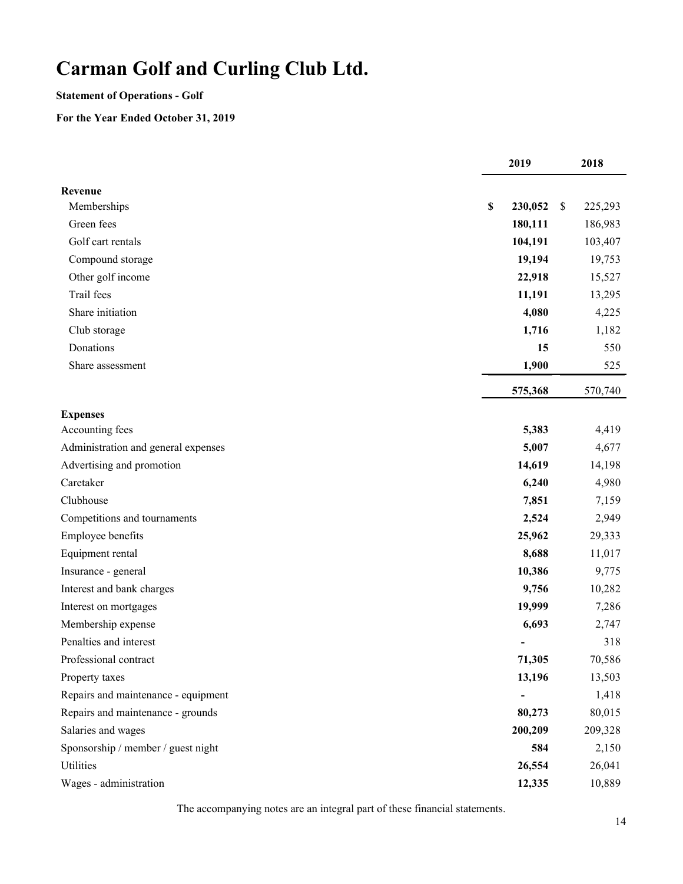# Carman Golf and Curling Club Ltd.

**Statement of Operations - Golf**

**For the Year Ended October 31, 2019**

| | 2019 | 2018 |
|---|---|---|
| **Revenue** | | |
| Memberships | **$ 230,052** | $ 225,293 |
| Green fees | **180,111** | 186,983 |
| Golf cart rentals | **104,191** | 103,407 |
| Compound storage | **19,194** | 19,753 |
| Other golf income | **22,918** | 15,527 |
| Trail fees | **11,191** | 13,295 |
| Share initiation | **4,080** | 4,225 |
| Club storage | **1,716** | 1,182 |
| Donations | **15** | 550 |
| Share assessment | **1,900** | 525 |
| | **575,368** | 570,740 |
| **Expenses** | | |
| Accounting fees | **5,383** | 4,419 |
| Administration and general expenses | **5,007** | 4,677 |
| Advertising and promotion | **14,619** | 14,198 |
| Caretaker | **6,240** | 4,980 |
| Clubhouse | **7,851** | 7,159 |
| Competitions and tournaments | **2,524** | 2,949 |
| Employee benefits | **25,962** | 29,333 |
| Equipment rental | **8,688** | 11,017 |
| Insurance - general | **10,386** | 9,775 |
| Interest and bank charges | **9,756** | 10,282 |
| Interest on mortgages | **19,999** | 7,286 |
| Membership expense | **6,693** | 2,747 |
| Penalties and interest | **-** | 318 |
| Professional contract | **71,305** | 70,586 |
| Property taxes | **13,196** | 13,503 |
| Repairs and maintenance - equipment | **-** | 1,418 |
| Repairs and maintenance - grounds | **80,273** | 80,015 |
| Salaries and wages | **200,209** | 209,328 |
| Sponsorship / member / guest night | **584** | 2,150 |
| Utilities | **26,554** | 26,041 |
| Wages - administration | **12,335** | 10,889 |

The accompanying notes are an integral part of these financial statements.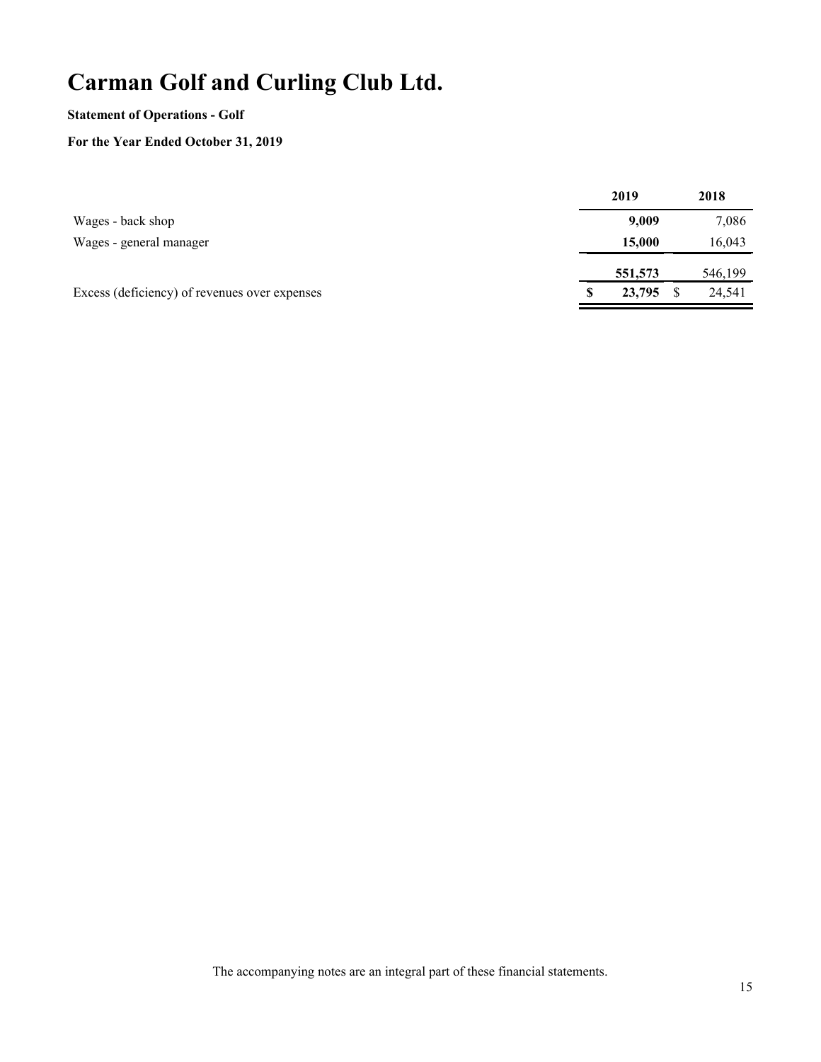# Carman Golf and Curling Club Ltd.

**Statement of Operations - Golf**

**For the Year Ended October 31, 2019**

| | 2019 | 2018 |
|---|---|---|
| Wages - back shop | **9,009** | 7,086 |
| Wages - general manager | **15,000** | 16,043 |
| | **551,573** | 546,199 |
| Excess (deficiency) of revenues over expenses | **$ 23,795** | $ 24,541 |

The accompanying notes are an integral part of these financial statements.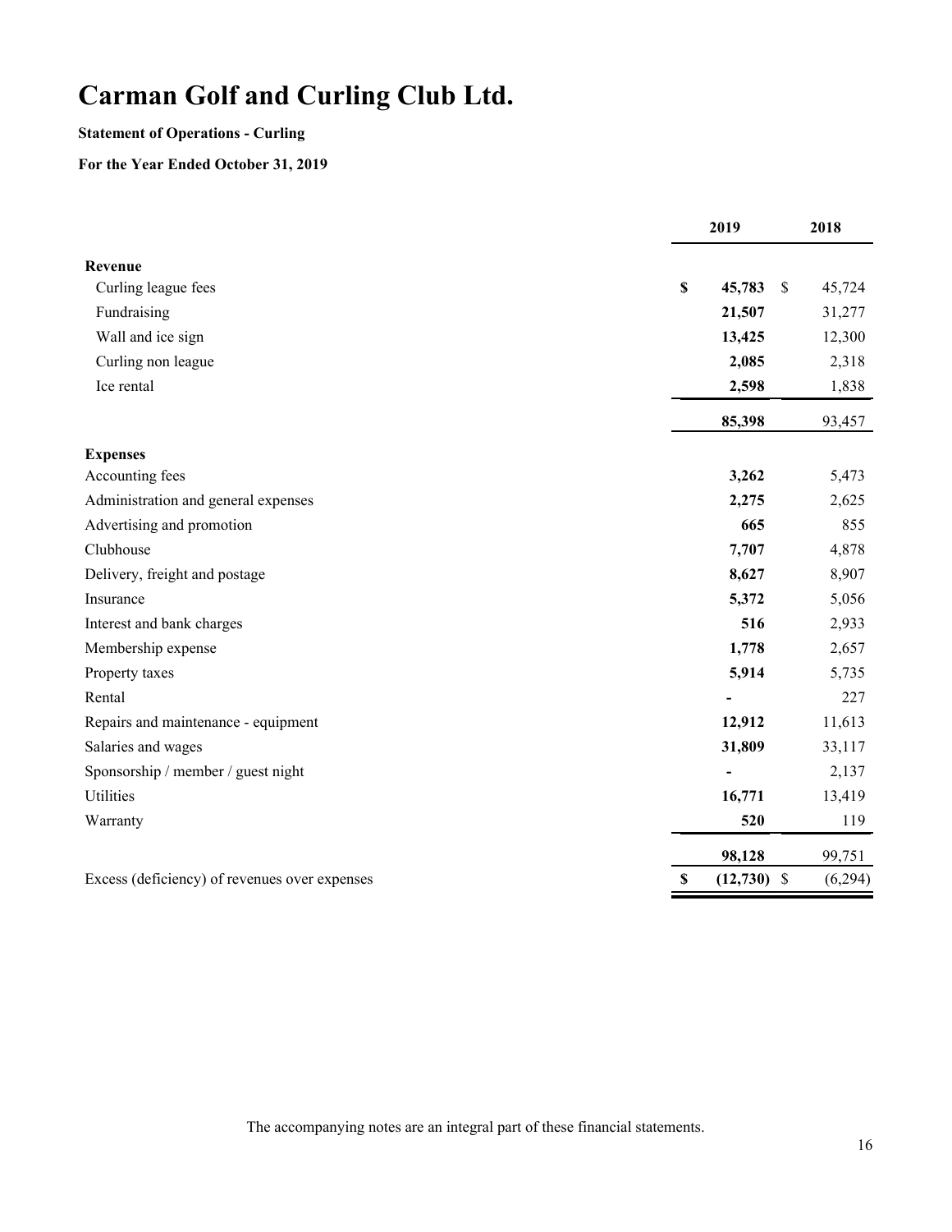# Carman Golf and Curling Club Ltd.

**Statement of Operations - Curling**

**For the Year Ended October 31, 2019**

| | 2019 | 2018 |
|---|---|---|
| **Revenue** | | |
| Curling league fees | **$ 45,783** | $ 45,724 |
| Fundraising | **21,507** | 31,277 |
| Wall and ice sign | **13,425** | 12,300 |
| Curling non league | **2,085** | 2,318 |
| Ice rental | **2,598** | 1,838 |
| | **85,398** | 93,457 |
| **Expenses** | | |
| Accounting fees | **3,262** | 5,473 |
| Administration and general expenses | **2,275** | 2,625 |
| Advertising and promotion | **665** | 855 |
| Clubhouse | **7,707** | 4,878 |
| Delivery, freight and postage | **8,627** | 8,907 |
| Insurance | **5,372** | 5,056 |
| Interest and bank charges | **516** | 2,933 |
| Membership expense | **1,778** | 2,657 |
| Property taxes | **5,914** | 5,735 |
| Rental | **-** | 227 |
| Repairs and maintenance - equipment | **12,912** | 11,613 |
| Salaries and wages | **31,809** | 33,117 |
| Sponsorship / member / guest night | **-** | 2,137 |
| Utilities | **16,771** | 13,419 |
| Warranty | **520** | 119 |
| | **98,128** | 99,751 |
| Excess (deficiency) of revenues over expenses | **$ (12,730)** | $ (6,294) |

The accompanying notes are an integral part of these financial statements.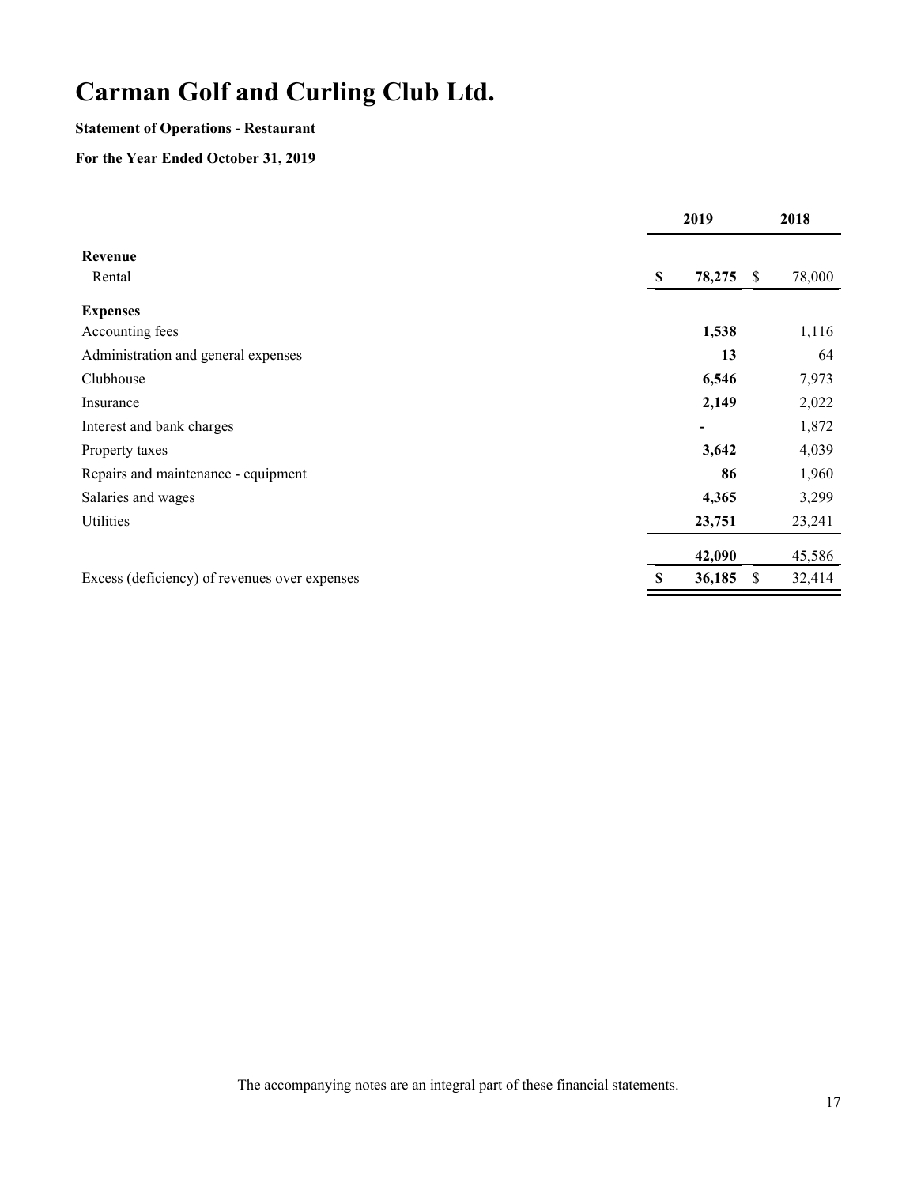# Carman Golf and Curling Club Ltd.

**Statement of Operations - Restaurant**

**For the Year Ended October 31, 2019**

| | 2019 | 2018 |
|---|---|---|
| **Revenue** | | |
| Rental | **$ 78,275** | $ 78,000 |
| **Expenses** | | |
| Accounting fees | **1,538** | 1,116 |
| Administration and general expenses | **13** | 64 |
| Clubhouse | **6,546** | 7,973 |
| Insurance | **2,149** | 2,022 |
| Interest and bank charges | **-** | 1,872 |
| Property taxes | **3,642** | 4,039 |
| Repairs and maintenance - equipment | **86** | 1,960 |
| Salaries and wages | **4,365** | 3,299 |
| Utilities | **23,751** | 23,241 |
| | **42,090** | 45,586 |
| Excess (deficiency) of revenues over expenses | **$ 36,185** | $ 32,414 |

The accompanying notes are an integral part of these financial statements.